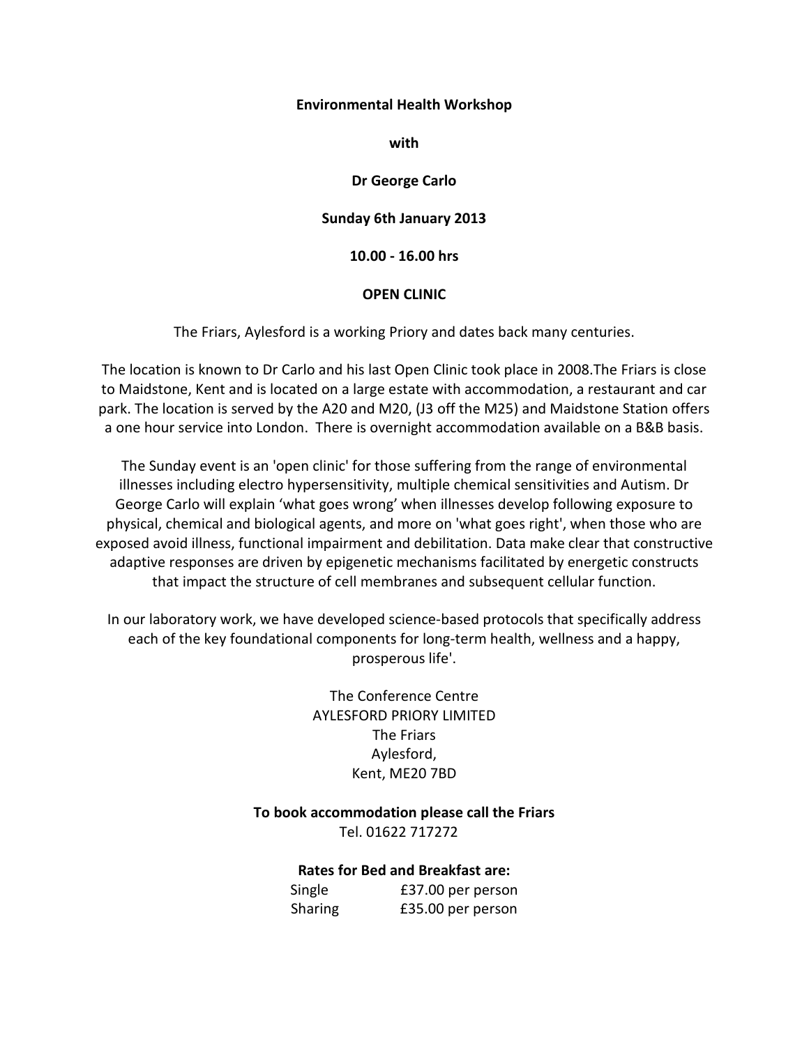**Environmental Health Workshop**

**with**

**Dr George Carlo**

**Sunday 6th January 2013**

**10.00 - 16.00 hrs**

**OPEN CLINIC**

The Friars, Aylesford is a working Priory and dates back many centuries.

The location is known to Dr Carlo and his last Open Clinic took place in 2008.The Friars is close to Maidstone, Kent and is located on a large estate with accommodation, a restaurant and car park. The location is served by the A20 and M20, (J3 off the M25) and Maidstone Station offers a one hour service into London. There is overnight accommodation available on a B&B basis.

The Sunday event is an 'open clinic' for those suffering from the range of environmental illnesses including electro hypersensitivity, multiple chemical sensitivities and Autism. Dr George Carlo will explain 'what goes wrong' when illnesses develop following exposure to physical, chemical and biological agents, and more on 'what goes right', when those who are exposed avoid illness, functional impairment and debilitation. Data make clear that constructive adaptive responses are driven by epigenetic mechanisms facilitated by energetic constructs that impact the structure of cell membranes and subsequent cellular function.

In our laboratory work, we have developed science-based protocols that specifically address each of the key foundational components for long-term health, wellness and a happy, prosperous life'.

The Conference Centre
AYLESFORD PRIORY LIMITED
The Friars
Aylesford,
Kent, ME20 7BD

**To book accommodation please call the Friars**
Tel. 01622 717272

**Rates for Bed and Breakfast are:**

| | |
|---|---|
| Single | £37.00 per person |
| Sharing | £35.00 per person |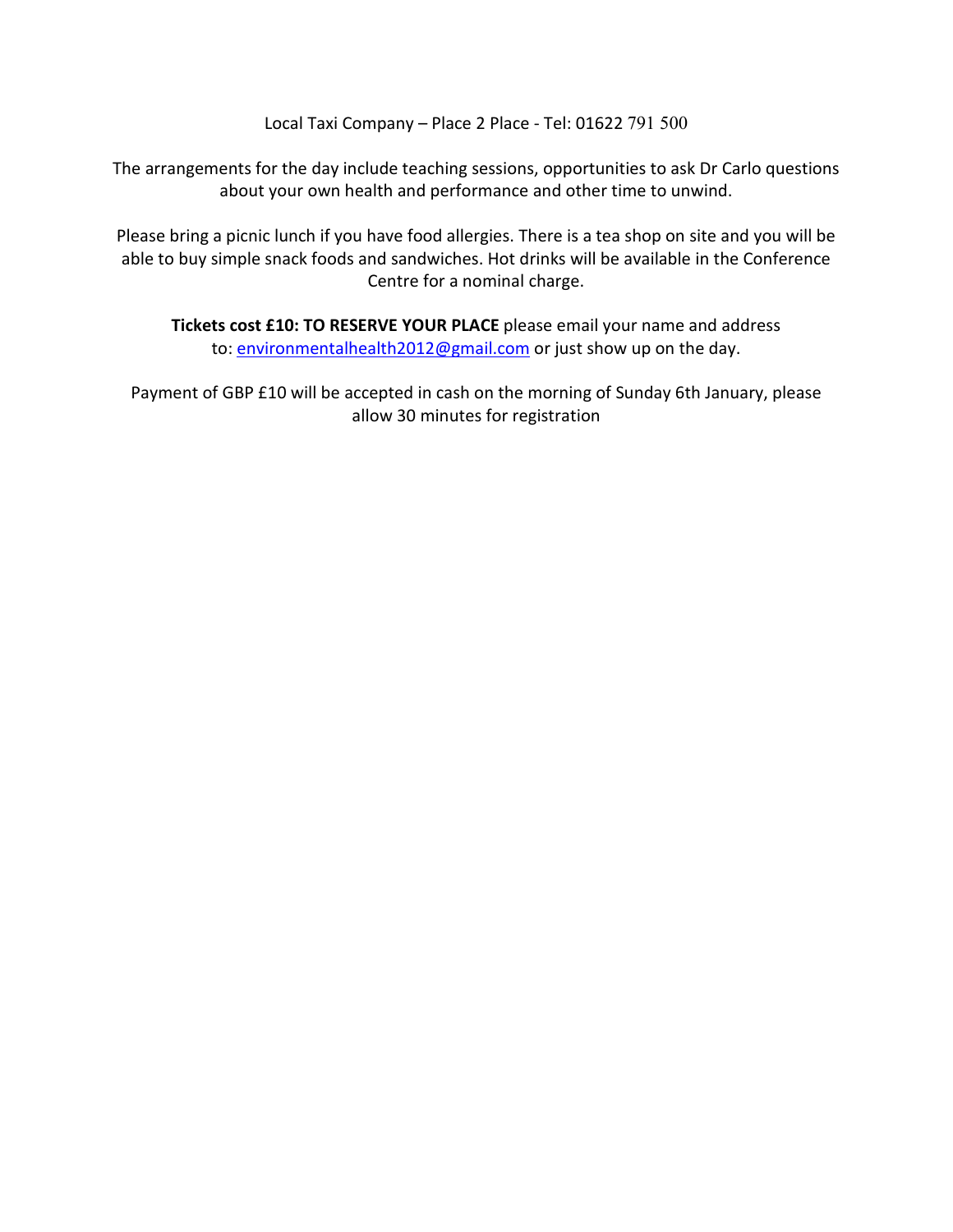Local Taxi Company – Place 2 Place - Tel: 01622 791 500

The arrangements for the day include teaching sessions, opportunities to ask Dr Carlo questions about your own health and performance and other time to unwind.

Please bring a picnic lunch if you have food allergies. There is a tea shop on site and you will be able to buy simple snack foods and sandwiches. Hot drinks will be available in the Conference Centre for a nominal charge.

**Tickets cost £10: TO RESERVE YOUR PLACE** please email your name and address to: environmentalhealth2012@gmail.com or just show up on the day.

Payment of GBP £10 will be accepted in cash on the morning of Sunday 6th January, please allow 30 minutes for registration